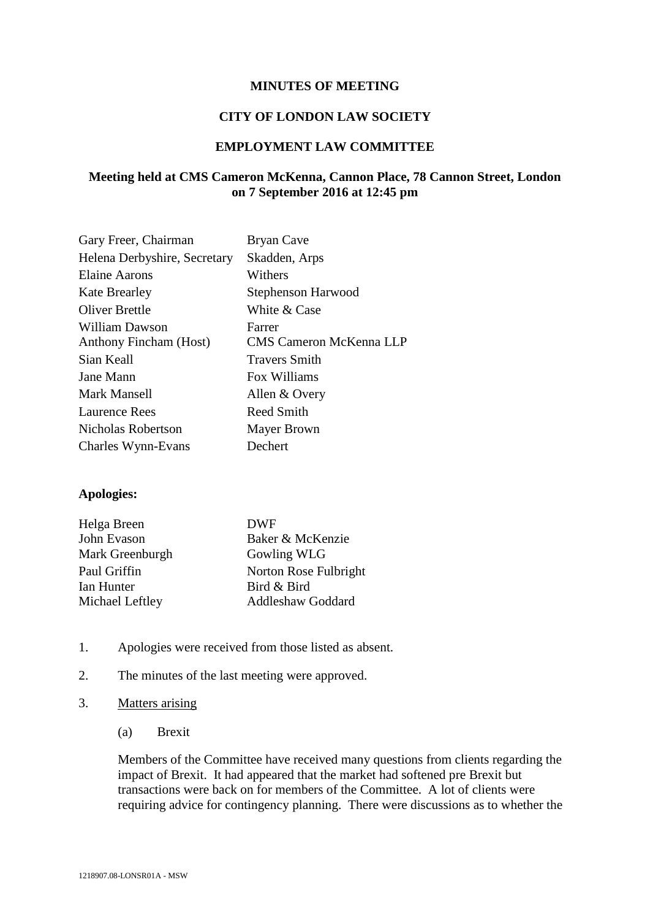**MINUTES OF MEETING**

**CITY OF LONDON LAW SOCIETY**

**EMPLOYMENT LAW COMMITTEE**

**Meeting held at CMS Cameron McKenna, Cannon Place, 78 Cannon Street, London on 7 September 2016 at 12:45 pm**

| | |
|---|---|
| Gary Freer, Chairman | Bryan Cave |
| Helena Derbyshire, Secretary | Skadden, Arps |
| Elaine Aarons | Withers |
| Kate Brearley | Stephenson Harwood |
| Oliver Brettle | White & Case |
| William Dawson | Farrer |
| Anthony Fincham (Host) | CMS Cameron McKenna LLP |
| Sian Keall | Travers Smith |
| Jane Mann | Fox Williams |
| Mark Mansell | Allen & Overy |
| Laurence Rees | Reed Smith |
| Nicholas Robertson | Mayer Brown |
| Charles Wynn-Evans | Dechert |

**Apologies:**

| | |
|---|---|
| Helga Breen | DWF |
| John Evason | Baker & McKenzie |
| Mark Greenburgh | Gowling WLG |
| Paul Griffin | Norton Rose Fulbright |
| Ian Hunter | Bird & Bird |
| Michael Leftley | Addleshaw Goddard |

1. Apologies were received from those listed as absent.

2. The minutes of the last meeting were approved.

3. Matters arising

   (a) Brexit

   Members of the Committee have received many questions from clients regarding the impact of Brexit. It had appeared that the market had softened pre Brexit but transactions were back on for members of the Committee. A lot of clients were requiring advice for contingency planning. There were discussions as to whether the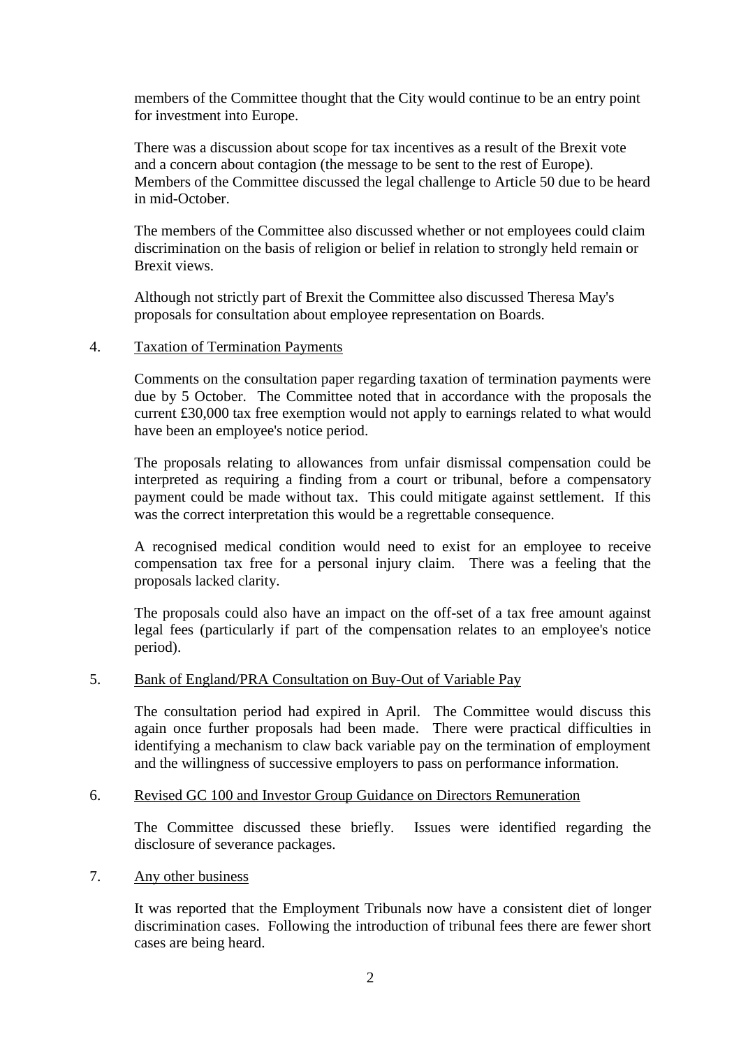members of the Committee thought that the City would continue to be an entry point for investment into Europe.

There was a discussion about scope for tax incentives as a result of the Brexit vote and a concern about contagion (the message to be sent to the rest of Europe). Members of the Committee discussed the legal challenge to Article 50 due to be heard in mid-October.

The members of the Committee also discussed whether or not employees could claim discrimination on the basis of religion or belief in relation to strongly held remain or Brexit views.

Although not strictly part of Brexit the Committee also discussed Theresa May's proposals for consultation about employee representation on Boards.

4. Taxation of Termination Payments

Comments on the consultation paper regarding taxation of termination payments were due by 5 October. The Committee noted that in accordance with the proposals the current £30,000 tax free exemption would not apply to earnings related to what would have been an employee's notice period.

The proposals relating to allowances from unfair dismissal compensation could be interpreted as requiring a finding from a court or tribunal, before a compensatory payment could be made without tax. This could mitigate against settlement. If this was the correct interpretation this would be a regrettable consequence.

A recognised medical condition would need to exist for an employee to receive compensation tax free for a personal injury claim. There was a feeling that the proposals lacked clarity.

The proposals could also have an impact on the off-set of a tax free amount against legal fees (particularly if part of the compensation relates to an employee's notice period).

5. Bank of England/PRA Consultation on Buy-Out of Variable Pay

The consultation period had expired in April. The Committee would discuss this again once further proposals had been made. There were practical difficulties in identifying a mechanism to claw back variable pay on the termination of employment and the willingness of successive employers to pass on performance information.

6. Revised GC 100 and Investor Group Guidance on Directors Remuneration

The Committee discussed these briefly. Issues were identified regarding the disclosure of severance packages.

7. Any other business

It was reported that the Employment Tribunals now have a consistent diet of longer discrimination cases. Following the introduction of tribunal fees there are fewer short cases are being heard.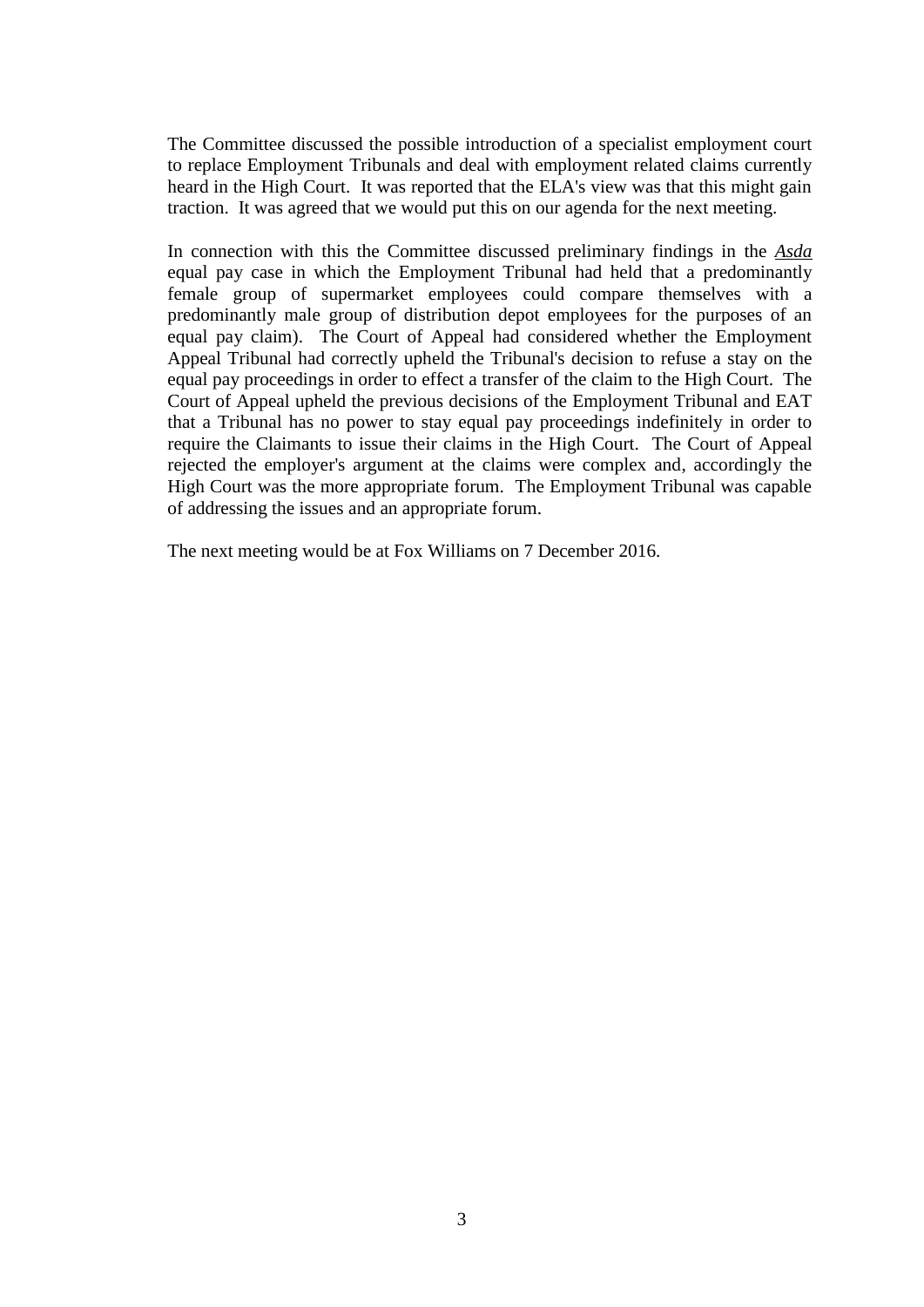The Committee discussed the possible introduction of a specialist employment court to replace Employment Tribunals and deal with employment related claims currently heard in the High Court. It was reported that the ELA's view was that this might gain traction. It was agreed that we would put this on our agenda for the next meeting.

In connection with this the Committee discussed preliminary findings in the *Asda* equal pay case in which the Employment Tribunal had held that a predominantly female group of supermarket employees could compare themselves with a predominantly male group of distribution depot employees for the purposes of an equal pay claim). The Court of Appeal had considered whether the Employment Appeal Tribunal had correctly upheld the Tribunal's decision to refuse a stay on the equal pay proceedings in order to effect a transfer of the claim to the High Court. The Court of Appeal upheld the previous decisions of the Employment Tribunal and EAT that a Tribunal has no power to stay equal pay proceedings indefinitely in order to require the Claimants to issue their claims in the High Court. The Court of Appeal rejected the employer's argument at the claims were complex and, accordingly the High Court was the more appropriate forum. The Employment Tribunal was capable of addressing the issues and an appropriate forum.

The next meeting would be at Fox Williams on 7 December 2016.